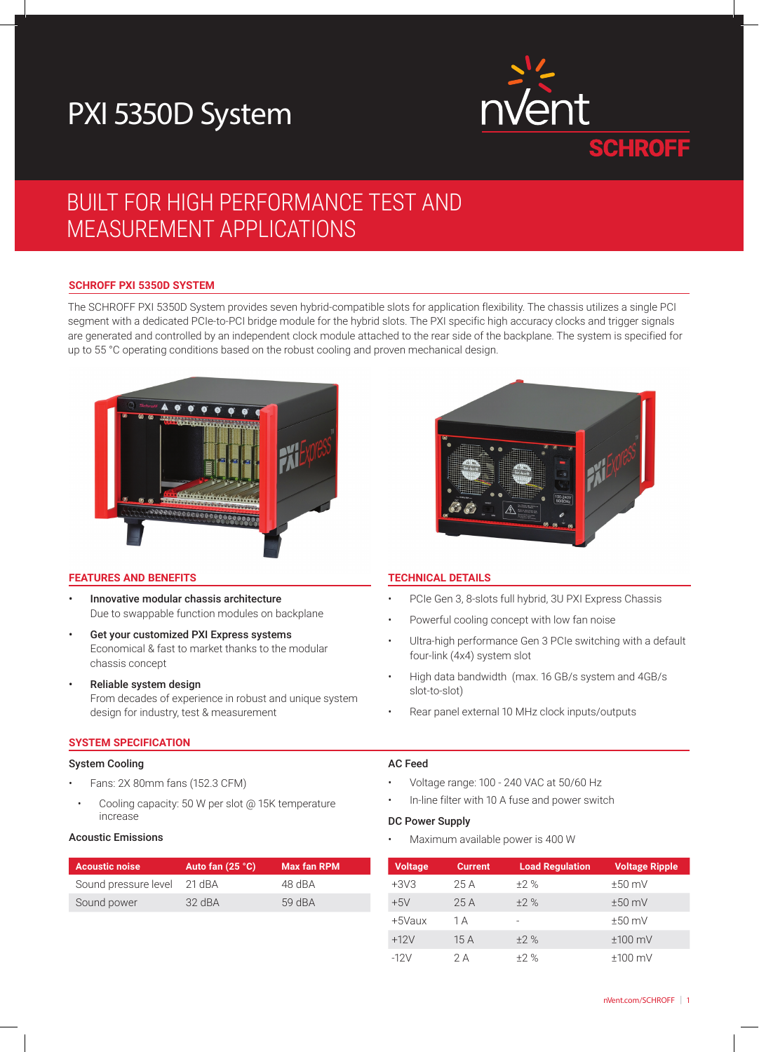# PXI 5350D System

## BUILT FOR HIGH PERFORMANCE TEST AND MEASUREMENT APPLICATIONS

### SCHROFF PXI 5350D SYSTEM

The SCHROFF PXI 5350D System provides seven hybrid-compatible slots for application flexibility. The chassis utilizes a single PCI segment with a dedicated PCIe-to-PCI bridge module for the hybrid slots. The PXI specific high accuracy clocks and trigger signals are generated and controlled by an independent clock module attached to the rear side of the backplane. The system is specified for up to 55 °C operating conditions based on the robust cooling and proven mechanical design.

### FEATURES AND BENEFITS

- **Innovative modular chassis architecture**
  Due to swappable function modules on backplane
- **Get your customized PXI Express systems**
  Economical & fast to market thanks to the modular chassis concept
- **Reliable system design**
  From decades of experience in robust and unique system design for industry, test & measurement

### TECHNICAL DETAILS

- PCIe Gen 3, 8-slots full hybrid, 3U PXI Express Chassis
- Powerful cooling concept with low fan noise
- Ultra-high performance Gen 3 PCIe switching with a default four-link (4x4) system slot
- High data bandwidth (max. 16 GB/s system and 4GB/s slot-to-slot)
- Rear panel external 10 MHz clock inputs/outputs

### SYSTEM SPECIFICATION

**System Cooling**

- Fans: 2X 80mm fans (152.3 CFM)
- Cooling capacity: 50 W per slot @ 15K temperature increase

**Acoustic Emissions**

| Acoustic noise | Auto fan (25 °C) | Max fan RPM |
|---|---|---|
| Sound pressure level | 21 dBA | 48 dBA |
| Sound power | 32 dBA | 59 dBA |

**AC Feed**

- Voltage range: 100 - 240 VAC at 50/60 Hz
- In-line filter with 10 A fuse and power switch

**DC Power Supply**

- Maximum available power is 400 W

| Voltage | Current | Load Regulation | Voltage Ripple |
|---|---|---|---|
| +3V3 | 25 A | ±2 % | ±50 mV |
| +5V | 25 A | ±2 % | ±50 mV |
| +5Vaux | 1 A | - | ±50 mV |
| +12V | 15 A | ±2 % | ±100 mV |
| -12V | 2 A | ±2 % | ±100 mV |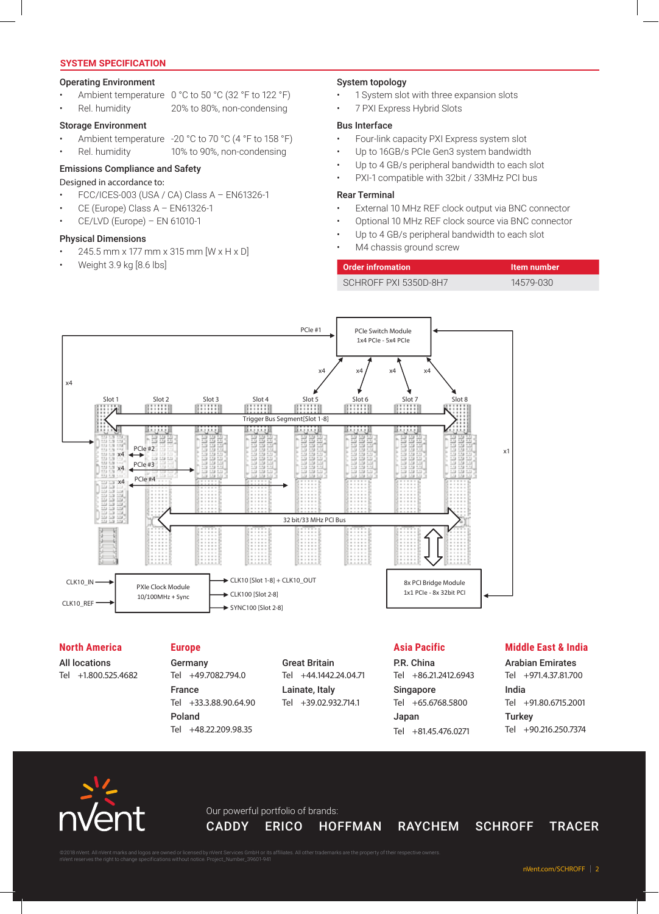## SYSTEM SPECIFICATION

### Operating Environment

- Ambient temperature 0 °C to 50 °C (32 °F to 122 °F)
- Rel. humidity 20% to 80%, non-condensing

### Storage Environment

- Ambient temperature -20 °C to 70 °C (4 °F to 158 °F)
- Rel. humidity 10% to 90%, non-condensing

### Emissions Compliance and Safety

Designed in accordance to:

- FCC/ICES-003 (USA / CA) Class A – EN61326-1
- CE (Europe) Class A – EN61326-1
- CE/LVD (Europe) – EN 61010-1

### Physical Dimensions

- 245.5 mm x 177 mm x 315 mm [W x H x D]
- Weight 3.9 kg [8.6 lbs]

### System topology

- 1 System slot with three expansion slots
- 7 PXI Express Hybrid Slots

### Bus Interface

- Four-link capacity PXI Express system slot
- Up to 16GB/s PCIe Gen3 system bandwidth
- Up to 4 GB/s peripheral bandwidth to each slot
- PXI-1 compatible with 32bit / 33MHz PCI bus

### Rear Terminal

- External 10 MHz REF clock output via BNC connector
- Optional 10 MHz REF clock source via BNC connector
- Up to 4 GB/s peripheral bandwidth to each slot
- M4 chassis ground screw

| Order infromation | Item number |
|---|---|
| SCHROFF PXI 5350D-8H7 | 14579-030 |

PCIe Switch Module
1x4 PCIe - 5x4 PCIe
PCIe #1
x4
x4 x4 x4 x4
x1
Slot 1 Slot 2 Slot 3 Slot 4 Slot 5 Slot 6 Slot 7 Slot 8
Trigger Bus Segment[Slot 1-8]
PCIe #2
PCIe #3
PCIe #4
x4
x4
x4
32 bit/33 MHz PCI Bus
CLK10_IN
CLK10_REF
PXIe Clock Module
10/100MHz + Sync
CLK10 [Slot 1-8] + CLK10_OUT
CLK100 [Slot 2-8]
SYNC100 [Slot 2-8]
8x PCI Bridge Module
1x1 PCIe - 8x 32bit PCI

### North America

**All locations**
Tel +1.800.525.4682

### Europe

**Germany**
Tel +49.7082.794.0

**France**
Tel +33.3.88.90.64.90

**Poland**
Tel +48.22.209.98.35

**Great Britain**
Tel +44.1442.24.04.71

**Lainate, Italy**
Tel +39.02.932.714.1

### Asia Pacific

**P.R. China**
Tel +86.21.2412.6943

**Singapore**
Tel +65.6768.5800

**Japan**
Tel +81.45.476.0271

### Middle East & India

**Arabian Emirates**
Tel +971.4.37.81.700

**India**
Tel +91.80.6715.2001

**Turkey**
Tel +90.216.250.7374

nVent

Our powerful portfolio of brands:
CADDY ERICO HOFFMAN RAYCHEM SCHROFF TRACER

©2018 nVent. All nVent marks and logos are owned or licensed by nVent Services GmbH or its affiliates. All other trademarks are the property of their respective owners.
nVent reserves the right to change specifications without notice. Project_Number_39601-941

nVent.com/SCHROFF